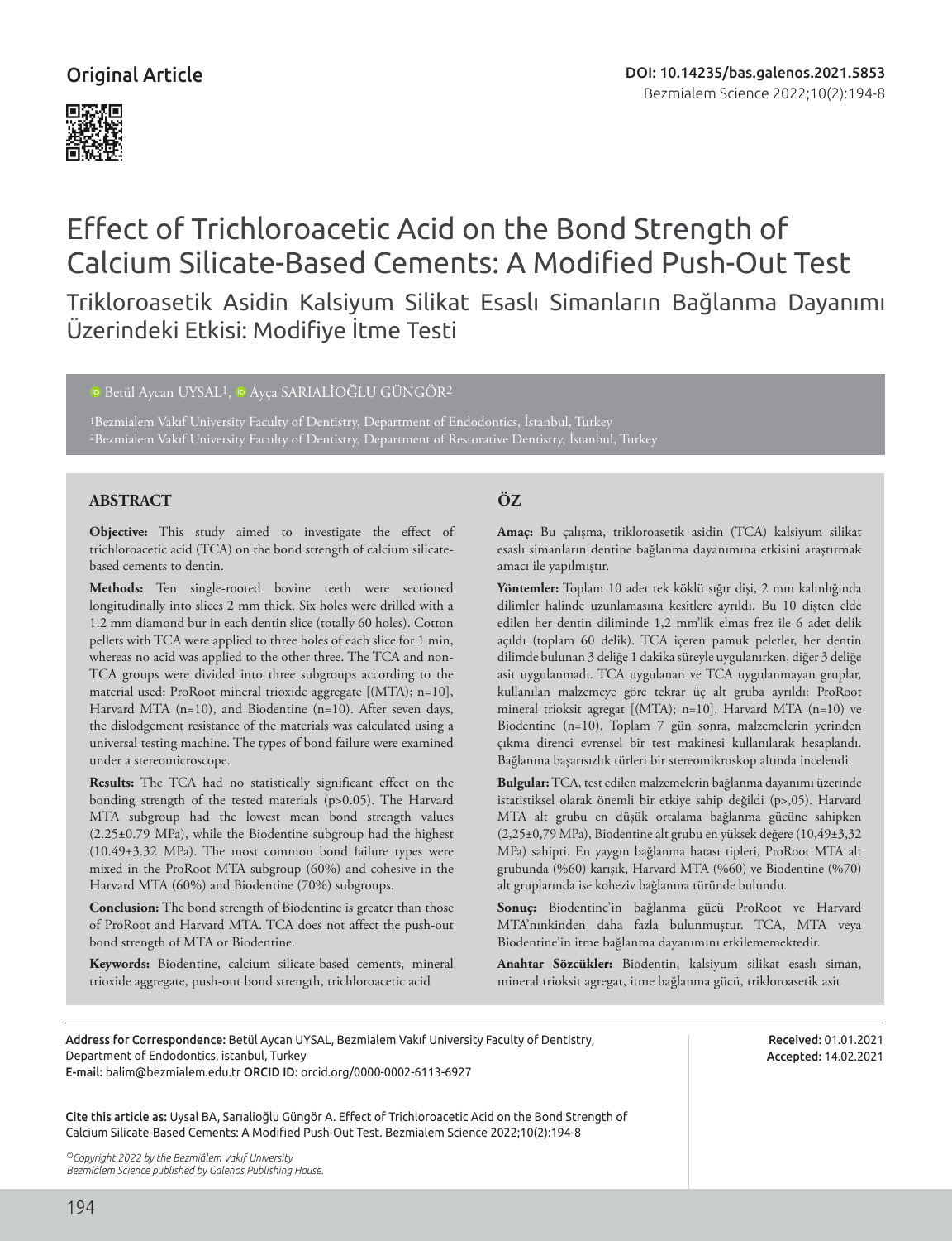Original Article

DOI: 10.14235/bas.galenos.2021.5853

# Effect of Trichloroacetic Acid on the Bond Strength of Calcium Silicate-Based Cements: A Modified Push-Out Test

## Trikloroasetik Asidin Kalsiyum Silikat Esaslı Simanların Bağlanma Dayanımı Üzerindeki Etkisi: Modifiye İtme Testi

Betül Aycan UYSAL[1], Ayça SARIALİOĞLU GÜNGÖR[2]

[1]Bezmialem Vakıf University Faculty of Dentistry, Department of Endodontics, İstanbul, Turkey
[2]Bezmialem Vakıf University Faculty of Dentistry, Department of Restorative Dentistry, İstanbul, Turkey

### ABSTRACT

**Objective:** This study aimed to investigate the effect of trichloroacetic acid (TCA) on the bond strength of calcium silicate-based cements to dentin.

**Methods:** Ten single-rooted bovine teeth were sectioned longitudinally into slices 2 mm thick. Six holes were drilled with a 1.2 mm diamond bur in each dentin slice (totally 60 holes). Cotton pellets with TCA were applied to three holes of each slice for 1 min, whereas no acid was applied to the other three. The TCA and non-TCA groups were divided into three subgroups according to the material used: ProRoot mineral trioxide aggregate [(MTA); n=10], Harvard MTA (n=10), and Biodentine (n=10). After seven days, the dislodgement resistance of the materials was calculated using a universal testing machine. The types of bond failure were examined under a stereomicroscope.

**Results:** The TCA had no statistically significant effect on the bonding strength of the tested materials (p>0.05). The Harvard MTA subgroup had the lowest mean bond strength values (2.25±0.79 MPa), while the Biodentine subgroup had the highest (10.49±3.32 MPa). The most common bond failure types were mixed in the ProRoot MTA subgroup (60%) and cohesive in the Harvard MTA (60%) and Biodentine (70%) subgroups.

**Conclusion:** The bond strength of Biodentine is greater than those of ProRoot and Harvard MTA. TCA does not affect the push-out bond strength of MTA or Biodentine.

**Keywords:** Biodentine, calcium silicate-based cements, mineral trioxide aggregate, push-out bond strength, trichloroacetic acid

### ÖZ

**Amaç:** Bu çalışma, trikloroasetik asidin (TCA) kalsiyum silikat esaslı simanların dentine bağlanma dayanımına etkisini araştırmak amacı ile yapılmıştır.

**Yöntemler:** Toplam 10 adet tek köklü sığır dişi, 2 mm kalınlığında dilimler halinde uzunlamasına kesitlere ayrıldı. Bu 10 dişten elde edilen her dentin diliminde 1,2 mm'lik elmas frez ile 6 adet delik açıldı (toplam 60 delik). TCA içeren pamuk peletler, her dentin dilimde bulunan 3 deliğe 1 dakika süreyle uygulanırken, diğer 3 deliğe asit uygulanmadı. TCA uygulanan ve TCA uygulanmayan gruplar, kullanılan malzemeye göre tekrar üç alt gruba ayrıldı: ProRoot mineral trioksit agregat [(MTA); n=10], Harvard MTA (n=10) ve Biodentine (n=10). Toplam 7 gün sonra, malzemelerin yerinden çıkma direnci evrensel bir test makinesi kullanılarak hesaplandı. Bağlanma başarısızlık türleri bir stereomikroskop altında incelendi.

**Bulgular:** TCA, test edilen malzemelerin bağlanma dayanımı üzerinde istatistiksel olarak önemli bir etkiye sahip değildi (p>,05). Harvard MTA alt grubu en düşük ortalama bağlanma gücüne sahipken (2,25±0,79 MPa), Biodentine alt grubu en yüksek değere (10,49±3,32 MPa) sahipti. En yaygın bağlanma hatası tipleri, ProRoot MTA alt grubunda (%60) karışık, Harvard MTA (%60) ve Biodentine (%70) alt gruplarında ise koheziv bağlanma türünde bulundu.

**Sonuç:** Biodentine'in bağlanma gücü ProRoot ve Harvard MTA'nınkinden daha fazla bulunmuştur. TCA, MTA veya Biodentine'in itme bağlanma dayanımını etkilememektedir.

**Anahtar Sözcükler:** Biodentin, kalsiyum silikat esaslı siman, mineral trioksit agregat, itme bağlanma gücü, trikloroasetik asit

---

**Address for Correspondence:** Betül Aycan UYSAL, Bezmialem Vakıf University Faculty of Dentistry, Department of Endodontics, istanbul, Turkey
**E-mail:** balim@bezmialem.edu.tr **ORCID ID:** orcid.org/0000-0002-6113-6927

**Received:** 01.01.2021
**Accepted:** 14.02.2021

**Cite this article as:** Uysal BA, Sarıalioğlu Güngör A. Effect of Trichloroacetic Acid on the Bond Strength of Calcium Silicate-Based Cements: A Modified Push-Out Test. Bezmialem Science 2022;10(2):194-8

*©Copyright 2022 by the Bezmiâlem Vakıf University*
*Bezmiâlem Science published by Galenos Publishing House.*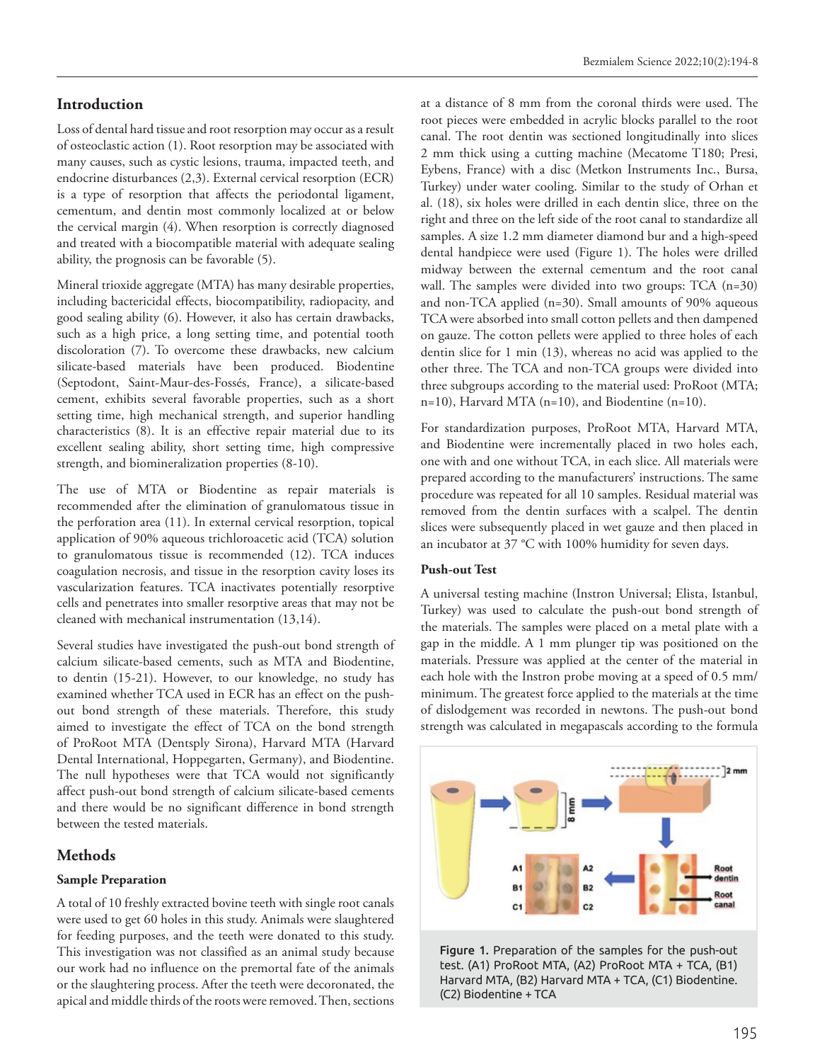## Introduction

Loss of dental hard tissue and root resorption may occur as a result of osteoclastic action (1). Root resorption may be associated with many causes, such as cystic lesions, trauma, impacted teeth, and endocrine disturbances (2,3). External cervical resorption (ECR) is a type of resorption that affects the periodontal ligament, cementum, and dentin most commonly localized at or below the cervical margin (4). When resorption is correctly diagnosed and treated with a biocompatible material with adequate sealing ability, the prognosis can be favorable (5).

Mineral trioxide aggregate (MTA) has many desirable properties, including bactericidal effects, biocompatibility, radiopacity, and good sealing ability (6). However, it also has certain drawbacks, such as a high price, a long setting time, and potential tooth discoloration (7). To overcome these drawbacks, new calcium silicate-based materials have been produced. Biodentine (Septodont, Saint-Maur-des-Fossés, France), a silicate-based cement, exhibits several favorable properties, such as a short setting time, high mechanical strength, and superior handling characteristics (8). It is an effective repair material due to its excellent sealing ability, short setting time, high compressive strength, and biomineralization properties (8-10).

The use of MTA or Biodentine as repair materials is recommended after the elimination of granulomatous tissue in the perforation area (11). In external cervical resorption, topical application of 90% aqueous trichloroacetic acid (TCA) solution to granulomatous tissue is recommended (12). TCA induces coagulation necrosis, and tissue in the resorption cavity loses its vascularization features. TCA inactivates potentially resorptive cells and penetrates into smaller resorptive areas that may not be cleaned with mechanical instrumentation (13,14).

Several studies have investigated the push-out bond strength of calcium silicate-based cements, such as MTA and Biodentine, to dentin (15-21). However, to our knowledge, no study has examined whether TCA used in ECR has an effect on the push-out bond strength of these materials. Therefore, this study aimed to investigate the effect of TCA on the bond strength of ProRoot MTA (Dentsply Sirona), Harvard MTA (Harvard Dental International, Hoppegarten, Germany), and Biodentine. The null hypotheses were that TCA would not significantly affect push-out bond strength of calcium silicate-based cements and there would be no significant difference in bond strength between the tested materials.

## Methods

### Sample Preparation

A total of 10 freshly extracted bovine teeth with single root canals were used to get 60 holes in this study. Animals were slaughtered for feeding purposes, and the teeth were donated to this study. This investigation was not classified as an animal study because our work had no influence on the premortal fate of the animals or the slaughtering process. After the teeth were decoronated, the apical and middle thirds of the roots were removed. Then, sections at a distance of 8 mm from the coronal thirds were used. The root pieces were embedded in acrylic blocks parallel to the root canal. The root dentin was sectioned longitudinally into slices 2 mm thick using a cutting machine (Mecatome T180; Presi, Eybens, France) with a disc (Metkon Instruments Inc., Bursa, Turkey) under water cooling. Similar to the study of Orhan et al. (18), six holes were drilled in each dentin slice, three on the right and three on the left side of the root canal to standardize all samples. A size 1.2 mm diameter diamond bur and a high-speed dental handpiece were used (Figure 1). The holes were drilled midway between the external cementum and the root canal wall. The samples were divided into two groups: TCA (n=30) and non-TCA applied (n=30). Small amounts of 90% aqueous TCA were absorbed into small cotton pellets and then dampened on gauze. The cotton pellets were applied to three holes of each dentin slice for 1 min (13), whereas no acid was applied to the other three. The TCA and non-TCA groups were divided into three subgroups according to the material used: ProRoot (MTA; n=10), Harvard MTA (n=10), and Biodentine (n=10).

For standardization purposes, ProRoot MTA, Harvard MTA, and Biodentine were incrementally placed in two holes each, one with and one without TCA, in each slice. All materials were prepared according to the manufacturers' instructions. The same procedure was repeated for all 10 samples. Residual material was removed from the dentin surfaces with a scalpel. The dentin slices were subsequently placed in wet gauze and then placed in an incubator at 37 °C with 100% humidity for seven days.

### Push-out Test

A universal testing machine (Instron Universal; Elista, Istanbul, Turkey) was used to calculate the push-out bond strength of the materials. The samples were placed on a metal plate with a gap in the middle. A 1 mm plunger tip was positioned on the materials. Pressure was applied at the center of the material in each hole with the Instron probe moving at a speed of 0.5 mm/minimum. The greatest force applied to the materials at the time of dislodgement was recorded in newtons. The push-out bond strength was calculated in megapascals according to the formula

Figure 1. Preparation of the samples for the push-out test. (A1) ProRoot MTA, (A2) ProRoot MTA + TCA, (B1) Harvard MTA, (B2) Harvard MTA + TCA, (C1) Biodentine. (C2) Biodentine + TCA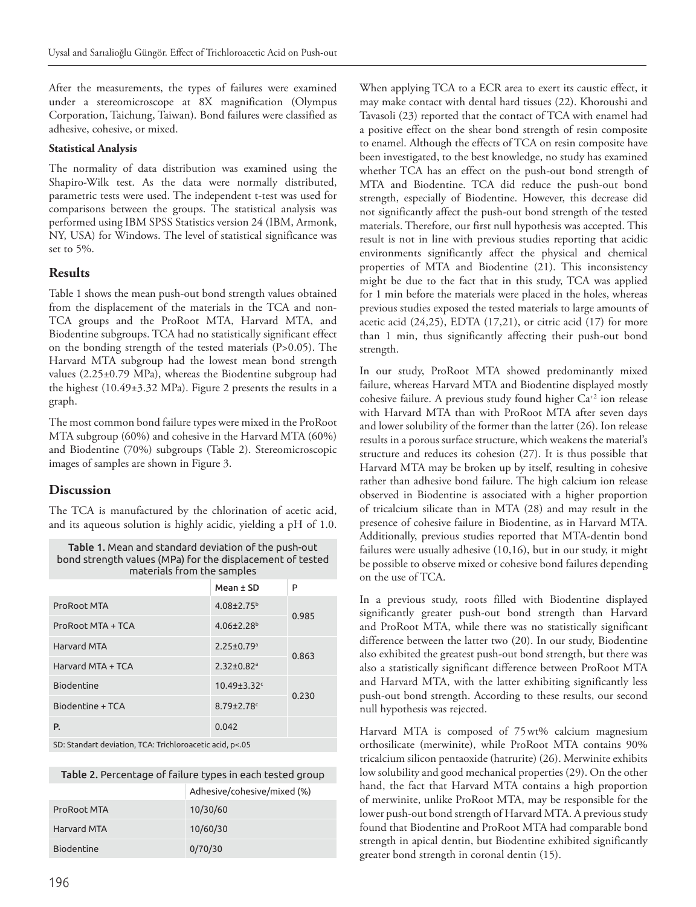After the measurements, the types of failures were examined under a stereomicroscope at 8X magnification (Olympus Corporation, Taichung, Taiwan). Bond failures were classified as adhesive, cohesive, or mixed.

**Statistical Analysis**

The normality of data distribution was examined using the Shapiro-Wilk test. As the data were normally distributed, parametric tests were used. The independent t-test was used for comparisons between the groups. The statistical analysis was performed using IBM SPSS Statistics version 24 (IBM, Armonk, NY, USA) for Windows. The level of statistical significance was set to 5%.

## Results

Table 1 shows the mean push-out bond strength values obtained from the displacement of the materials in the TCA and non-TCA groups and the ProRoot MTA, Harvard MTA, and Biodentine subgroups. TCA had no statistically significant effect on the bonding strength of the tested materials (P>0.05). The Harvard MTA subgroup had the lowest mean bond strength values (2.25±0.79 MPa), whereas the Biodentine subgroup had the highest (10.49±3.32 MPa). Figure 2 presents the results in a graph.

The most common bond failure types were mixed in the ProRoot MTA subgroup (60%) and cohesive in the Harvard MTA (60%) and Biodentine (70%) subgroups (Table 2). Stereomicroscopic images of samples are shown in Figure 3.

## Discussion

The TCA is manufactured by the chlorination of acetic acid, and its aqueous solution is highly acidic, yielding a pH of 1.0.

**Table 1.** Mean and standard deviation of the push-out bond strength values (MPa) for the displacement of tested materials from the samples

| | Mean ± SD | P |
|---|---|---|
| ProRoot MTA | 4.08±2.75[b] | 0.985 |
| ProRoot MTA + TCA | 4.06±2.28[b] | |
| Harvard MTA | 2.25±0.79[a] | 0.863 |
| Harvard MTA + TCA | 2.32±0.82[a] | |
| Biodentine | 10.49±3.32[c] | 0.230 |
| Biodentine + TCA | 8.79±2.78[c] | |
| P. | 0.042 | |

SD: Standart deviation, TCA: Trichloroacetic acid, p<.05

**Table 2.** Percentage of failure types in each tested group

| | Adhesive/cohesive/mixed (%) |
|---|---|
| ProRoot MTA | 10/30/60 |
| Harvard MTA | 10/60/30 |
| Biodentine | 0/70/30 |

When applying TCA to a ECR area to exert its caustic effect, it may make contact with dental hard tissues (22). Khoroushi and Tavasoli (23) reported that the contact of TCA with enamel had a positive effect on the shear bond strength of resin composite to enamel. Although the effects of TCA on resin composite have been investigated, to the best knowledge, no study has examined whether TCA has an effect on the push-out bond strength of MTA and Biodentine. TCA did reduce the push-out bond strength, especially of Biodentine. However, this decrease did not significantly affect the push-out bond strength of the tested materials. Therefore, our first null hypothesis was accepted. This result is not in line with previous studies reporting that acidic environments significantly affect the physical and chemical properties of MTA and Biodentine (21). This inconsistency might be due to the fact that in this study, TCA was applied for 1 min before the materials were placed in the holes, whereas previous studies exposed the tested materials to large amounts of acetic acid (24,25), EDTA (17,21), or citric acid (17) for more than 1 min, thus significantly affecting their push-out bond strength.

In our study, ProRoot MTA showed predominantly mixed failure, whereas Harvard MTA and Biodentine displayed mostly cohesive failure. A previous study found higher $Ca^{+2}$ ion release with Harvard MTA than with ProRoot MTA after seven days and lower solubility of the former than the latter (26). Ion release results in a porous surface structure, which weakens the material's structure and reduces its cohesion (27). It is thus possible that Harvard MTA may be broken up by itself, resulting in cohesive rather than adhesive bond failure. The high calcium ion release observed in Biodentine is associated with a higher proportion of tricalcium silicate than in MTA (28) and may result in the presence of cohesive failure in Biodentine, as in Harvard MTA. Additionally, previous studies reported that MTA-dentin bond failures were usually adhesive (10,16), but in our study, it might be possible to observe mixed or cohesive bond failures depending on the use of TCA.

In a previous study, roots filled with Biodentine displayed significantly greater push-out bond strength than Harvard and ProRoot MTA, while there was no statistically significant difference between the latter two (20). In our study, Biodentine also exhibited the greatest push-out bond strength, but there was also a statistically significant difference between ProRoot MTA and Harvard MTA, with the latter exhibiting significantly less push-out bond strength. According to these results, our second null hypothesis was rejected.

Harvard MTA is composed of 75 wt% calcium magnesium orthosilicate (merwinite), while ProRoot MTA contains 90% tricalcium silicon pentaoxide (hatrurite) (26). Merwinite exhibits low solubility and good mechanical properties (29). On the other hand, the fact that Harvard MTA contains a high proportion of merwinite, unlike ProRoot MTA, may be responsible for the lower push-out bond strength of Harvard MTA. A previous study found that Biodentine and ProRoot MTA had comparable bond strength in apical dentin, but Biodentine exhibited significantly greater bond strength in coronal dentin (15).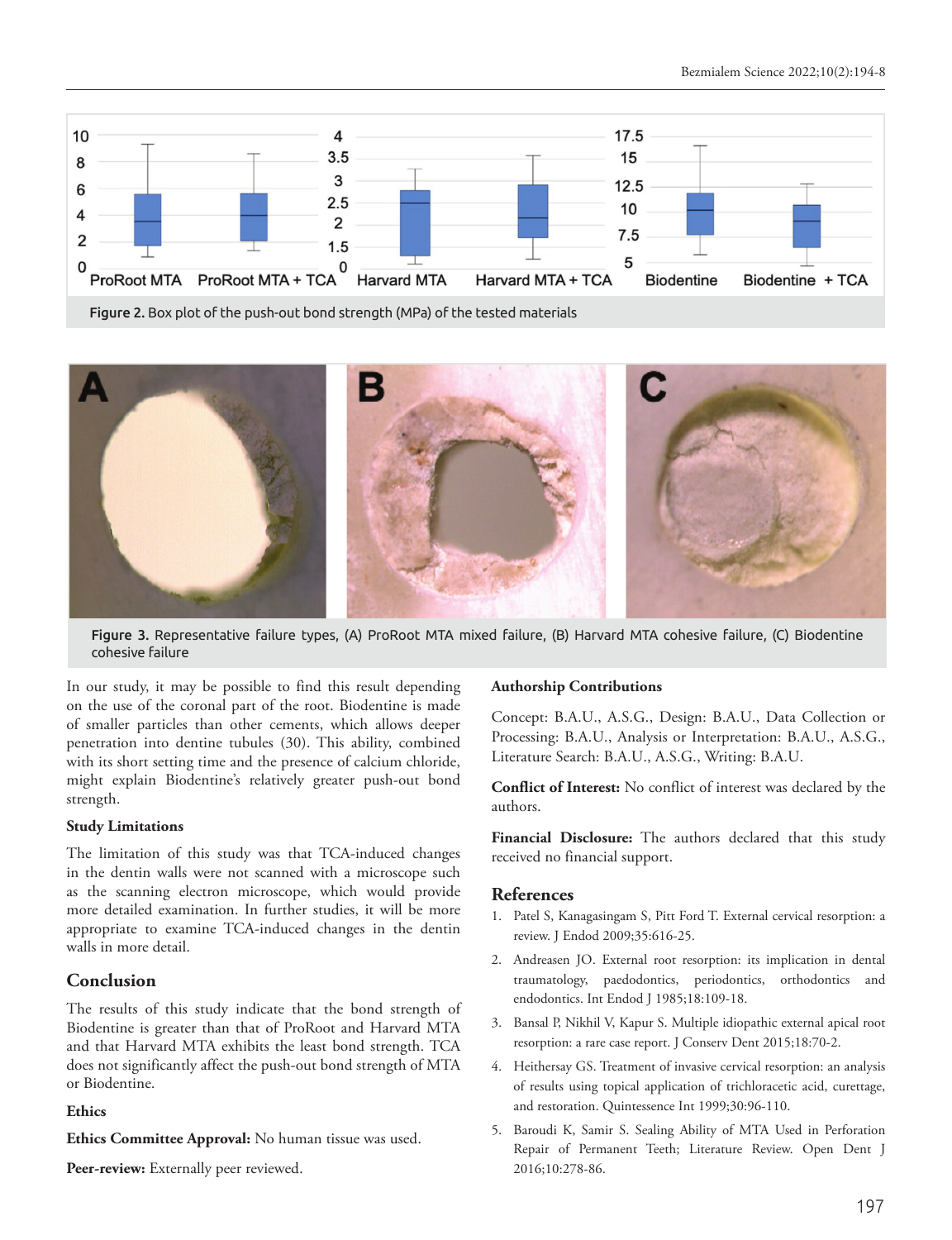Figure 2. Box plot of the push-out bond strength (MPa) of the tested materials

Figure 3. Representative failure types, (A) ProRoot MTA mixed failure, (B) Harvard MTA cohesive failure, (C) Biodentine cohesive failure

In our study, it may be possible to find this result depending on the use of the coronal part of the root. Biodentine is made of smaller particles than other cements, which allows deeper penetration into dentine tubules (30). This ability, combined with its short setting time and the presence of calcium chloride, might explain Biodentine's relatively greater push-out bond strength.

### Study Limitations

The limitation of this study was that TCA-induced changes in the dentin walls were not scanned with a microscope such as the scanning electron microscope, which would provide more detailed examination. In further studies, it will be more appropriate to examine TCA-induced changes in the dentin walls in more detail.

## Conclusion

The results of this study indicate that the bond strength of Biodentine is greater than that of ProRoot and Harvard MTA and that Harvard MTA exhibits the least bond strength. TCA does not significantly affect the push-out bond strength of MTA or Biodentine.

### Ethics

**Ethics Committee Approval:** No human tissue was used.

**Peer-review:** Externally peer reviewed.

### Authorship Contributions

Concept: B.A.U., A.S.G., Design: B.A.U., Data Collection or Processing: B.A.U., Analysis or Interpretation: B.A.U., A.S.G., Literature Search: B.A.U., A.S.G., Writing: B.A.U.

**Conflict of Interest:** No conflict of interest was declared by the authors.

**Financial Disclosure:** The authors declared that this study received no financial support.

## References

1. Patel S, Kanagasingam S, Pitt Ford T. External cervical resorption: a review. J Endod 2009;35:616-25.
2. Andreasen JO. External root resorption: its implication in dental traumatology, paedodontics, periodontics, orthodontics and endodontics. Int Endod J 1985;18:109-18.
3. Bansal P, Nikhil V, Kapur S. Multiple idiopathic external apical root resorption: a rare case report. J Conserv Dent 2015;18:70-2.
4. Heithersay GS. Treatment of invasive cervical resorption: an analysis of results using topical application of trichloracetic acid, curettage, and restoration. Quintessence Int 1999;30:96-110.
5. Baroudi K, Samir S. Sealing Ability of MTA Used in Perforation Repair of Permanent Teeth; Literature Review. Open Dent J 2016;10:278-86.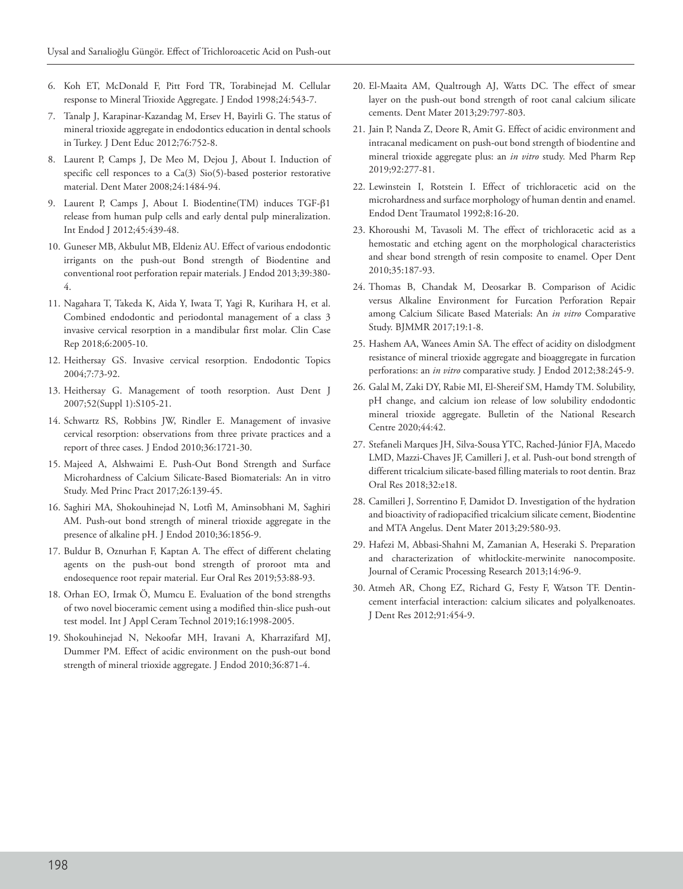6. Koh ET, McDonald F, Pitt Ford TR, Torabinejad M. Cellular response to Mineral Trioxide Aggregate. J Endod 1998;24:543-7.
7. Tanalp J, Karapinar-Kazandag M, Ersev H, Bayirli G. The status of mineral trioxide aggregate in endodontics education in dental schools in Turkey. J Dent Educ 2012;76:752-8.
8. Laurent P, Camps J, De Meo M, Dejou J, About I. Induction of specific cell responces to a Ca(3) Sio(5)-based posterior restorative material. Dent Mater 2008;24:1484-94.
9. Laurent P, Camps J, About I. Biodentine(TM) induces TGF-β1 release from human pulp cells and early dental pulp mineralization. Int Endod J 2012;45:439-48.
10. Guneser MB, Akbulut MB, Eldeniz AU. Effect of various endodontic irrigants on the push-out Bond strength of Biodentine and conventional root perforation repair materials. J Endod 2013;39:380-4.
11. Nagahara T, Takeda K, Aida Y, Iwata T, Yagi R, Kurihara H, et al. Combined endodontic and periodontal management of a class 3 invasive cervical resorption in a mandibular first molar. Clin Case Rep 2018;6:2005-10.
12. Heithersay GS. Invasive cervical resorption. Endodontic Topics 2004;7:73-92.
13. Heithersay G. Management of tooth resorption. Aust Dent J 2007;52(Suppl 1):S105-21.
14. Schwartz RS, Robbins JW, Rindler E. Management of invasive cervical resorption: observations from three private practices and a report of three cases. J Endod 2010;36:1721-30.
15. Majeed A, Alshwaimi E. Push-Out Bond Strength and Surface Microhardness of Calcium Silicate-Based Biomaterials: An in vitro Study. Med Princ Pract 2017;26:139-45.
16. Saghiri MA, Shokouhinejad N, Lotfi M, Aminsobhani M, Saghiri AM. Push-out bond strength of mineral trioxide aggregate in the presence of alkaline pH. J Endod 2010;36:1856-9.
17. Buldur B, Oznurhan F, Kaptan A. The effect of different chelating agents on the push-out bond strength of proroot mta and endosequence root repair material. Eur Oral Res 2019;53:88-93.
18. Orhan EO, Irmak Ö, Mumcu E. Evaluation of the bond strengths of two novel bioceramic cement using a modified thin-slice push-out test model. Int J Appl Ceram Technol 2019;16:1998-2005.
19. Shokouhinejad N, Nekoofar MH, Iravani A, Kharrazifard MJ, Dummer PM. Effect of acidic environment on the push-out bond strength of mineral trioxide aggregate. J Endod 2010;36:871-4.
20. El-Maaita AM, Qualtrough AJ, Watts DC. The effect of smear layer on the push-out bond strength of root canal calcium silicate cements. Dent Mater 2013;29:797-803.
21. Jain P, Nanda Z, Deore R, Amit G. Effect of acidic environment and intracanal medicament on push-out bond strength of biodentine and mineral trioxide aggregate plus: an *in vitro* study. Med Pharm Rep 2019;92:277-81.
22. Lewinstein I, Rotstein I. Effect of trichloracetic acid on the microhardness and surface morphology of human dentin and enamel. Endod Dent Traumatol 1992;8:16-20.
23. Khoroushi M, Tavasoli M. The effect of trichloracetic acid as a hemostatic and etching agent on the morphological characteristics and shear bond strength of resin composite to enamel. Oper Dent 2010;35:187-93.
24. Thomas B, Chandak M, Deosarkar B. Comparison of Acidic versus Alkaline Environment for Furcation Perforation Repair among Calcium Silicate Based Materials: An *in vitro* Comparative Study. BJMMR 2017;19:1-8.
25. Hashem AA, Wanees Amin SA. The effect of acidity on dislodgment resistance of mineral trioxide aggregate and bioaggregate in furcation perforations: an *in vitro* comparative study. J Endod 2012;38:245-9.
26. Galal M, Zaki DY, Rabie MI, El-Shereif SM, Hamdy TM. Solubility, pH change, and calcium ion release of low solubility endodontic mineral trioxide aggregate. Bulletin of the National Research Centre 2020;44:42.
27. Stefaneli Marques JH, Silva-Sousa YTC, Rached-Júnior FJA, Macedo LMD, Mazzi-Chaves JF, Camilleri J, et al. Push-out bond strength of different tricalcium silicate-based filling materials to root dentin. Braz Oral Res 2018;32:e18.
28. Camilleri J, Sorrentino F, Damidot D. Investigation of the hydration and bioactivity of radiopacified tricalcium silicate cement, Biodentine and MTA Angelus. Dent Mater 2013;29:580-93.
29. Hafezi M, Abbasi-Shahni M, Zamanian A, Heseraki S. Preparation and characterization of whitlockite-merwinite nanocomposite. Journal of Ceramic Processing Research 2013;14:96-9.
30. Atmeh AR, Chong EZ, Richard G, Festy F, Watson TF. Dentin-cement interfacial interaction: calcium silicates and polyalkenoates. J Dent Res 2012;91:454-9.